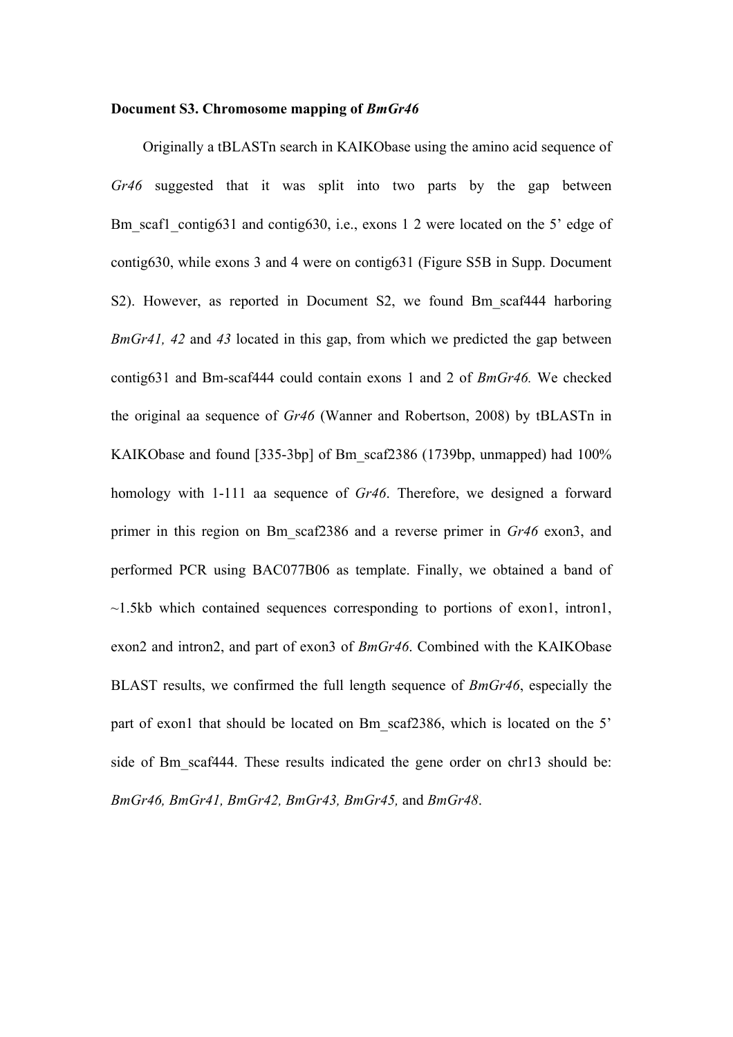**Document S3. Chromosome mapping of *BmGr46***

Originally a tBLASTn search in KAIKObase using the amino acid sequence of *Gr46* suggested that it was split into two parts by the gap between Bm_scaf1_contig631 and contig630, i.e., exons 1 2 were located on the 5' edge of contig630, while exons 3 and 4 were on contig631 (Figure S5B in Supp. Document S2). However, as reported in Document S2, we found Bm_scaf444 harboring *BmGr41, 42* and *43* located in this gap, from which we predicted the gap between contig631 and Bm-scaf444 could contain exons 1 and 2 of *BmGr46.* We checked the original aa sequence of *Gr46* (Wanner and Robertson, 2008) by tBLASTn in KAIKObase and found [335-3bp] of Bm_scaf2386 (1739bp, unmapped) had 100% homology with 1-111 aa sequence of *Gr46*. Therefore, we designed a forward primer in this region on Bm_scaf2386 and a reverse primer in *Gr46* exon3, and performed PCR using BAC077B06 as template. Finally, we obtained a band of ~1.5kb which contained sequences corresponding to portions of exon1, intron1, exon2 and intron2, and part of exon3 of *BmGr46*. Combined with the KAIKObase BLAST results, we confirmed the full length sequence of *BmGr46*, especially the part of exon1 that should be located on Bm_scaf2386, which is located on the 5' side of Bm_scaf444. These results indicated the gene order on chr13 should be: *BmGr46, BmGr41, BmGr42, BmGr43, BmGr45,* and *BmGr48*.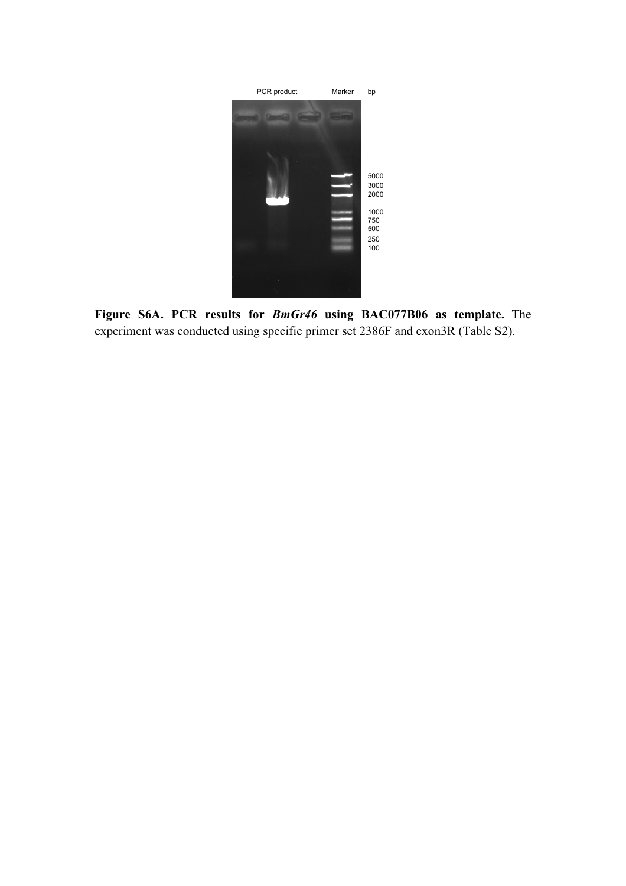**Figure S6A. PCR results for *BmGr46* using BAC077B06 as template.** The experiment was conducted using specific primer set 2386F and exon3R (Table S2).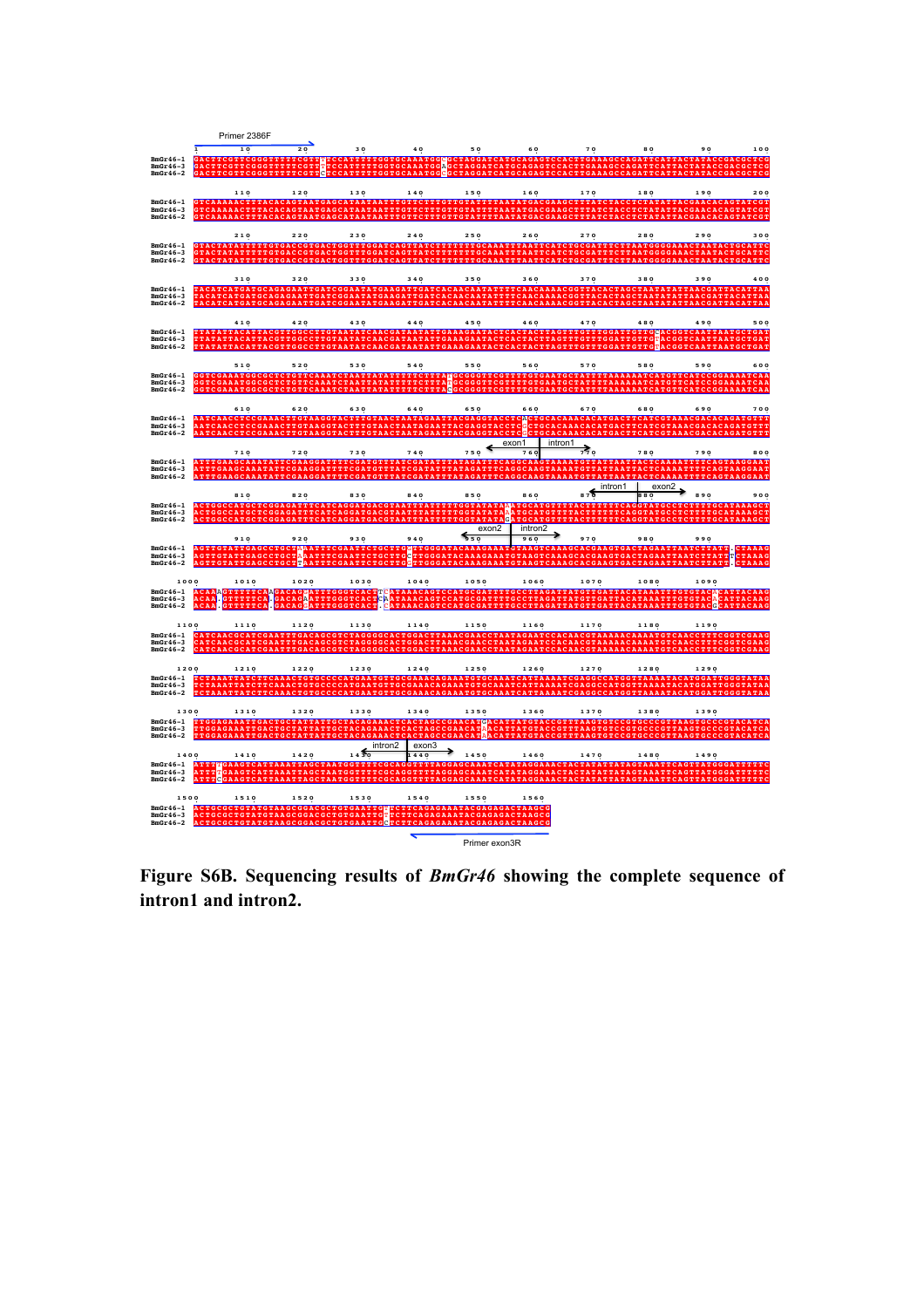Primer 2386F

exon1 intron1

intron1 exon2

exon2 intron2

intron2 exon3

Primer exon3R

**Figure S6B. Sequencing results of *BmGr46* showing the complete sequence of intron1 and intron2.**